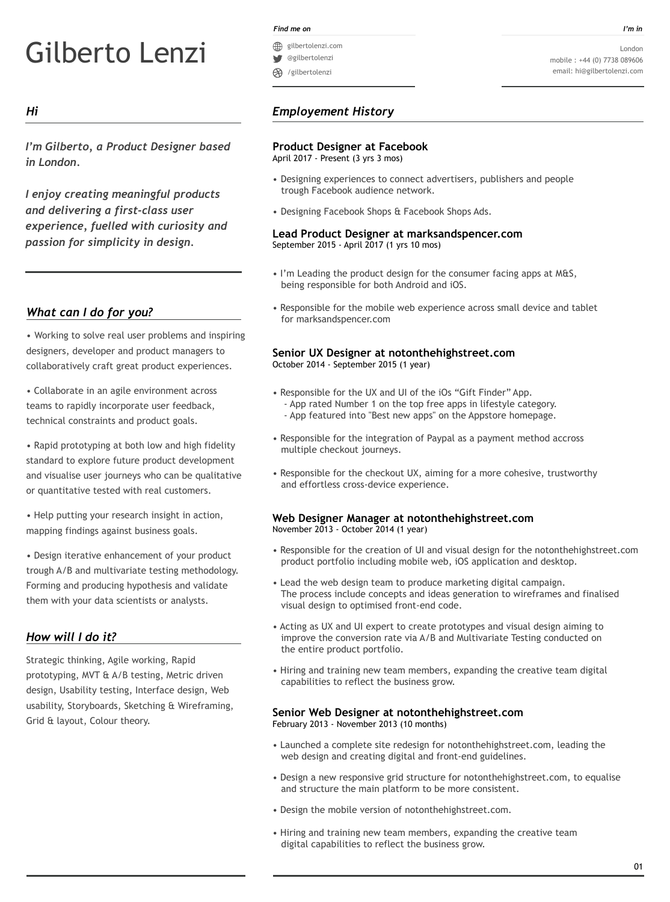# Gilberto Lenzi

*Find me on*

gilbertolenzi.com
@gilbertolenzi
/gilbertolenzi

*I'm in*

London
mobile : +44 (0) 7738 089606
email: hi@gilbertolenzi.com

## *Hi*

***I'm Gilberto, a Product Designer based in London.***

***I enjoy creating meaningful products and delivering a first-class user experience, fuelled with curiosity and passion for simplicity in design.***

## *What can I do for you?*

• Working to solve real user problems and inspiring designers, developer and product managers to collaboratively craft great product experiences.

• Collaborate in an agile environment across teams to rapidly incorporate user feedback, technical constraints and product goals.

• Rapid prototyping at both low and high fidelity standard to explore future product development and visualise user journeys who can be qualitative or quantitative tested with real customers.

• Help putting your research insight in action, mapping findings against business goals.

• Design iterative enhancement of your product trough A/B and multivariate testing methodology. Forming and producing hypothesis and validate them with your data scientists or analysts.

## *How will I do it?*

Strategic thinking, Agile working, Rapid prototyping, MVT & A/B testing, Metric driven design, Usability testing, Interface design, Web usability, Storyboards, Sketching & Wireframing, Grid & layout, Colour theory.

## *Employement History*

### Product Designer at Facebook
April 2017 - Present (3 yrs 3 mos)

• Designing experiences to connect advertisers, publishers and people trough Facebook audience network.

• Designing Facebook Shops & Facebook Shops Ads.

### Lead Product Designer at marksandspencer.com
September 2015 - April 2017 (1 yrs 10 mos)

• I'm Leading the product design for the consumer facing apps at M&S, being responsible for both Android and iOS.

• Responsible for the mobile web experience across small device and tablet for marksandspencer.com

### Senior UX Designer at notonthehighstreet.com
October 2014 - September 2015 (1 year)

• Responsible for the UX and UI of the iOs "Gift Finder" App.
  - App rated Number 1 on the top free apps in lifestyle category.
  - App featured into "Best new apps" on the Appstore homepage.

• Responsible for the integration of Paypal as a payment method accross multiple checkout journeys.

• Responsible for the checkout UX, aiming for a more cohesive, trustworthy and effortless cross-device experience.

### Web Designer Manager at notonthehighstreet.com
November 2013 - October 2014 (1 year)

• Responsible for the creation of UI and visual design for the notonthehighstreet.com product portfolio including mobile web, iOS application and desktop.

• Lead the web design team to produce marketing digital campaign. The process include concepts and ideas generation to wireframes and finalised visual design to optimised front-end code.

• Acting as UX and UI expert to create prototypes and visual design aiming to improve the conversion rate via A/B and Multivariate Testing conducted on the entire product portfolio.

• Hiring and training new team members, expanding the creative team digital capabilities to reflect the business grow.

### Senior Web Designer at notonthehighstreet.com
February 2013 - November 2013 (10 months)

• Launched a complete site redesign for notonthehighstreet.com, leading the web design and creating digital and front-end guidelines.

• Design a new responsive grid structure for notonthehighstreet.com, to equalise and structure the main platform to be more consistent.

• Design the mobile version of notonthehighstreet.com.

• Hiring and training new team members, expanding the creative team digital capabilities to reflect the business grow.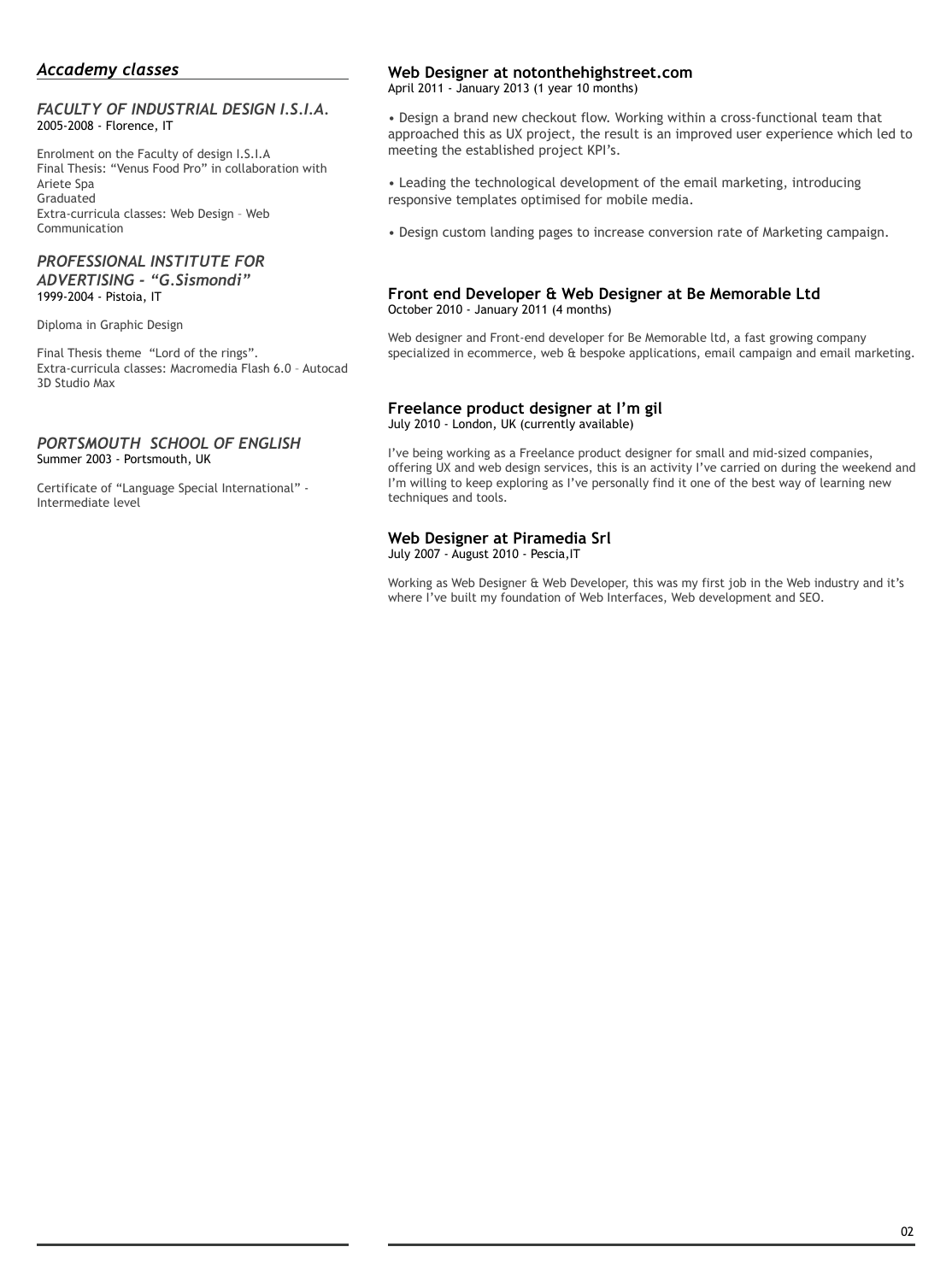## *Accademy classes*

### *FACULTY OF INDUSTRIAL DESIGN I.S.I.A.*
2005-2008 - Florence, IT

Enrolment on the Faculty of design I.S.I.A
Final Thesis: “Venus Food Pro” in collaboration with Ariete Spa
Graduated
Extra-curricula classes: Web Design – Web Communication

### *PROFESSIONAL INSTITUTE FOR ADVERTISING - “G.Sismondi”*
1999-2004 - Pistoia, IT

Diploma in Graphic Design

Final Thesis theme “Lord of the rings”.
Extra-curricula classes: Macromedia Flash 6.0 – Autocad 3D Studio Max

### *PORTSMOUTH SCHOOL OF ENGLISH*
Summer 2003 - Portsmouth, UK

Certificate of “Language Special International” - Intermediate level

### **Web Designer at notonthehighstreet.com**
April 2011 - January 2013 (1 year 10 months)

• Design a brand new checkout flow. Working within a cross-functional team that approached this as UX project, the result is an improved user experience which led to meeting the established project KPI’s.

• Leading the technological development of the email marketing, introducing responsive templates optimised for mobile media.

• Design custom landing pages to increase conversion rate of Marketing campaign.

### **Front end Developer & Web Designer at Be Memorable Ltd**
October 2010 - January 2011 (4 months)

Web designer and Front-end developer for Be Memorable ltd, a fast growing company specialized in ecommerce, web & bespoke applications, email campaign and email marketing.

### **Freelance product designer at I’m gil**
July 2010 - London, UK (currently available)

I’ve being working as a Freelance product designer for small and mid-sized companies, offering UX and web design services, this is an activity I’ve carried on during the weekend and I’m willing to keep exploring as I’ve personally find it one of the best way of learning new techniques and tools.

### **Web Designer at Piramedia Srl**
July 2007 - August 2010 - Pescia,IT

Working as Web Designer & Web Developer, this was my first job in the Web industry and it’s where I’ve built my foundation of Web Interfaces, Web development and SEO.